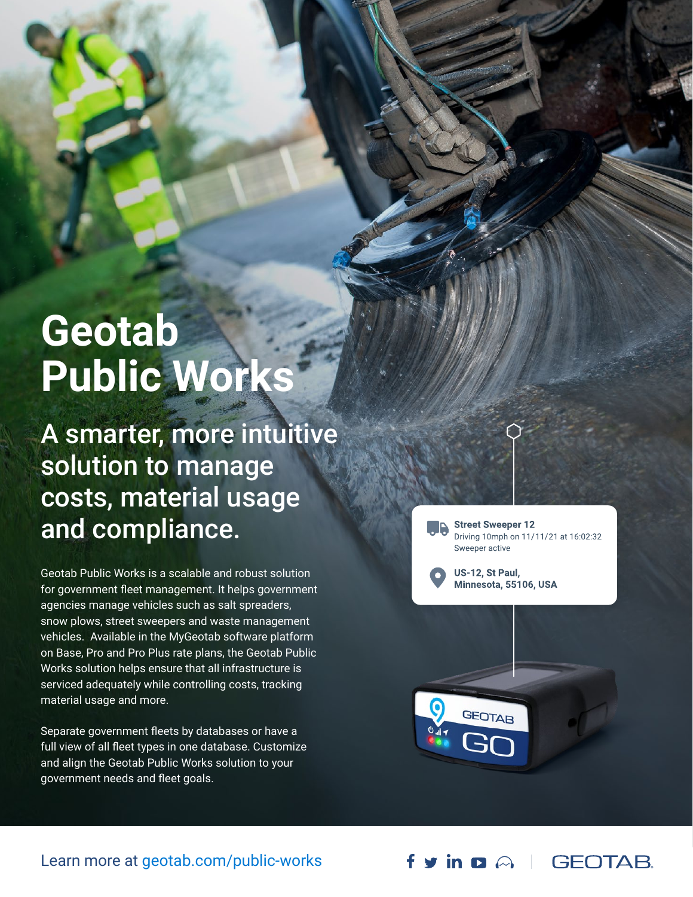# Geotab Public Works

## A smarter, more intuitive solution to manage costs, material usage and compliance.

Geotab Public Works is a scalable and robust solution for government fleet management. It helps government agencies manage vehicles such as salt spreaders, snow plows, street sweepers and waste management vehicles. Available in the MyGeotab software platform on Base, Pro and Pro Plus rate plans, the Geotab Public Works solution helps ensure that all infrastructure is serviced adequately while controlling costs, tracking material usage and more.

Separate government fleets by databases or have a full view of all fleet types in one database. Customize and align the Geotab Public Works solution to your government needs and fleet goals.

**Street Sweeper 12**
Driving 10mph on 11/11/21 at 16:02:32
Sweeper active

**US-12, St Paul, Minnesota, 55106, USA**

Learn more at geotab.com/public-works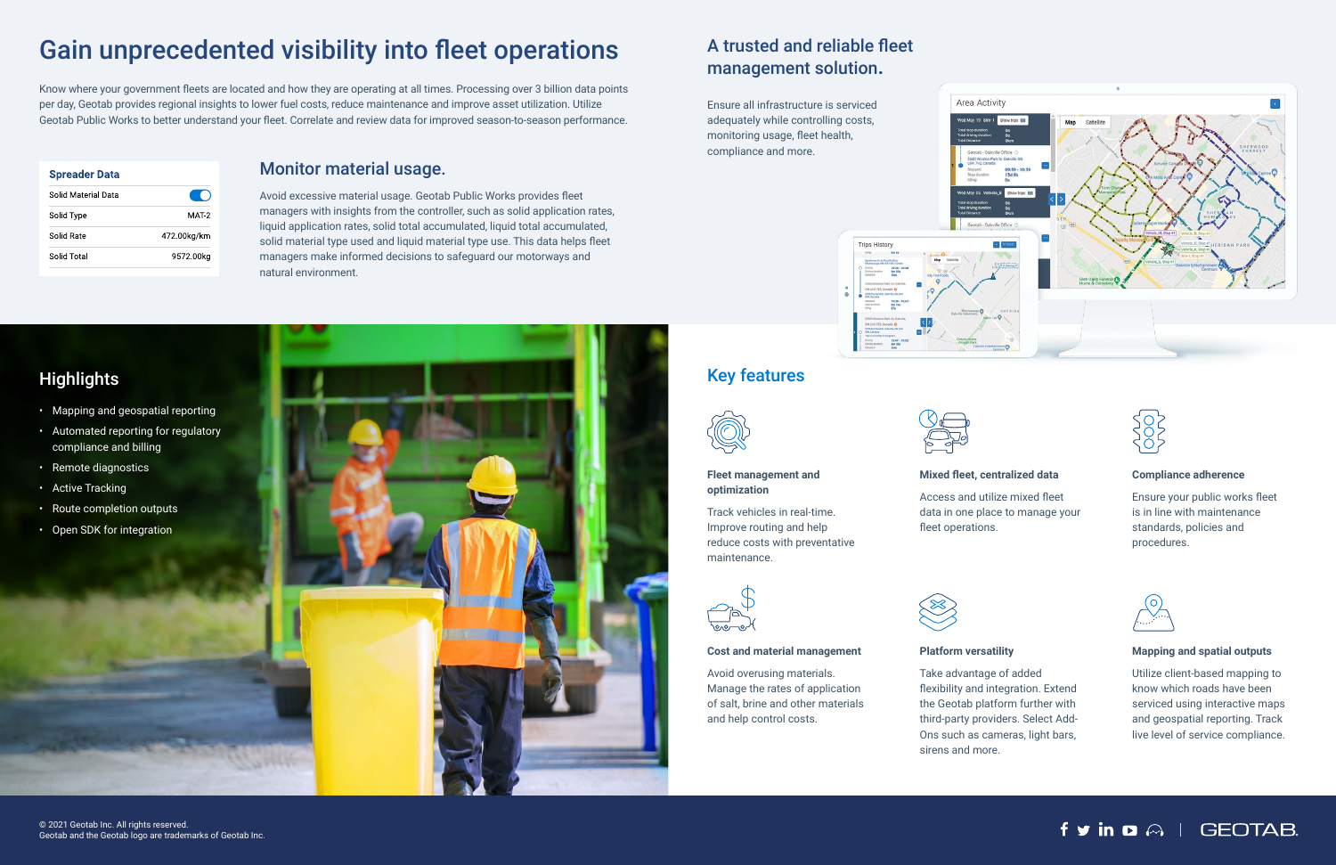# Gain unprecedented visibility into fleet operations

Know where your government fleets are located and how they are operating at all times. Processing over 3 billion data points per day, Geotab provides regional insights to lower fuel costs, reduce maintenance and improve asset utilization. Utilize Geotab Public Works to better understand your fleet. Correlate and review data for improved season-to-season performance.

| Spreader Data | |
|---|---|
| Solid Material Data | |
| Solid Type | MAT-2 |
| Solid Rate | 472.00kg/km |
| Solid Total | 9572.00kg |

## Monitor material usage.

Avoid excessive material usage. Geotab Public Works provides fleet managers with insights from the controller, such as solid application rates, liquid application rates, solid total accumulated, liquid total accumulated, solid material type used and liquid material type use. This data helps fleet managers make informed decisions to safeguard our motorways and natural environment.

## A trusted and reliable fleet management solution.

Ensure all infrastructure is serviced adequately while controlling costs, monitoring usage, fleet health, compliance and more.

## Highlights

- Mapping and geospatial reporting
- Automated reporting for regulatory compliance and billing
- Remote diagnostics
- Active Tracking
- Route completion outputs
- Open SDK for integration

## Key features

### Fleet management and optimization

Track vehicles in real-time. Improve routing and help reduce costs with preventative maintenance.

### Mixed fleet, centralized data

Access and utilize mixed fleet data in one place to manage your fleet operations.

### Compliance adherence

Ensure your public works fleet is in line with maintenance standards, policies and procedures.

### Cost and material management

Avoid overusing materials. Manage the rates of application of salt, brine and other materials and help control costs.

### Platform versatility

Take advantage of added flexibility and integration. Extend the Geotab platform further with third-party providers. Select Add-Ons such as cameras, light bars, sirens and more.

### Mapping and spatial outputs

Utilize client-based mapping to know which roads have been serviced using interactive maps and geospatial reporting. Track live level of service compliance.

© 2021 Geotab Inc. All rights reserved.
Geotab and the Geotab logo are trademarks of Geotab Inc.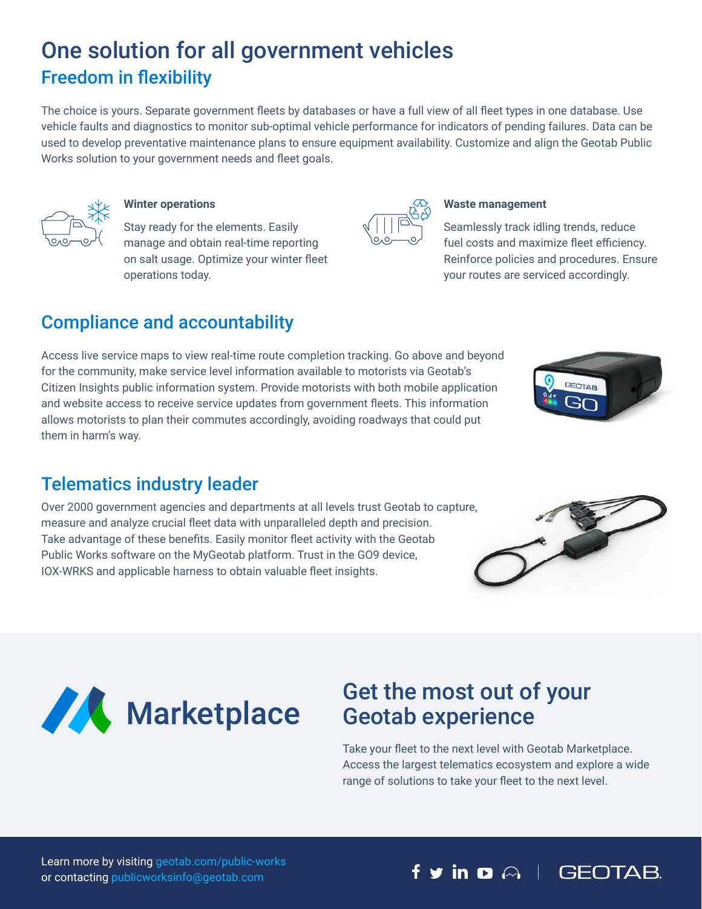# One solution for all government vehicles

## Freedom in flexibility

The choice is yours. Separate government fleets by databases or have a full view of all fleet types in one database. Use vehicle faults and diagnostics to monitor sub-optimal vehicle performance for indicators of pending failures. Data can be used to develop preventative maintenance plans to ensure equipment availability. Customize and align the Geotab Public Works solution to your government needs and fleet goals.

**Winter operations**

Stay ready for the elements. Easily manage and obtain real-time reporting on salt usage. Optimize your winter fleet operations today.

**Waste management**

Seamlessly track idling trends, reduce fuel costs and maximize fleet efficiency. Reinforce policies and procedures. Ensure your routes are serviced accordingly.

## Compliance and accountability

Access live service maps to view real-time route completion tracking. Go above and beyond for the community, make service level information available to motorists via Geotab's Citizen Insights public information system. Provide motorists with both mobile application and website access to receive service updates from government fleets. This information allows motorists to plan their commutes accordingly, avoiding roadways that could put them in harm's way.

## Telematics industry leader

Over 2000 government agencies and departments at all levels trust Geotab to capture, measure and analyze crucial fleet data with unparalleled depth and precision. Take advantage of these benefits. Easily monitor fleet activity with the Geotab Public Works software on the MyGeotab platform. Trust in the GO9 device, IOX-WRKS and applicable harness to obtain valuable fleet insights.

Marketplace

## Get the most out of your Geotab experience

Take your fleet to the next level with Geotab Marketplace. Access the largest telematics ecosystem and explore a wide range of solutions to take your fleet to the next level.

Learn more by visiting geotab.com/public-works
or contacting publicworksinfo@geotab.com

GEOTAB